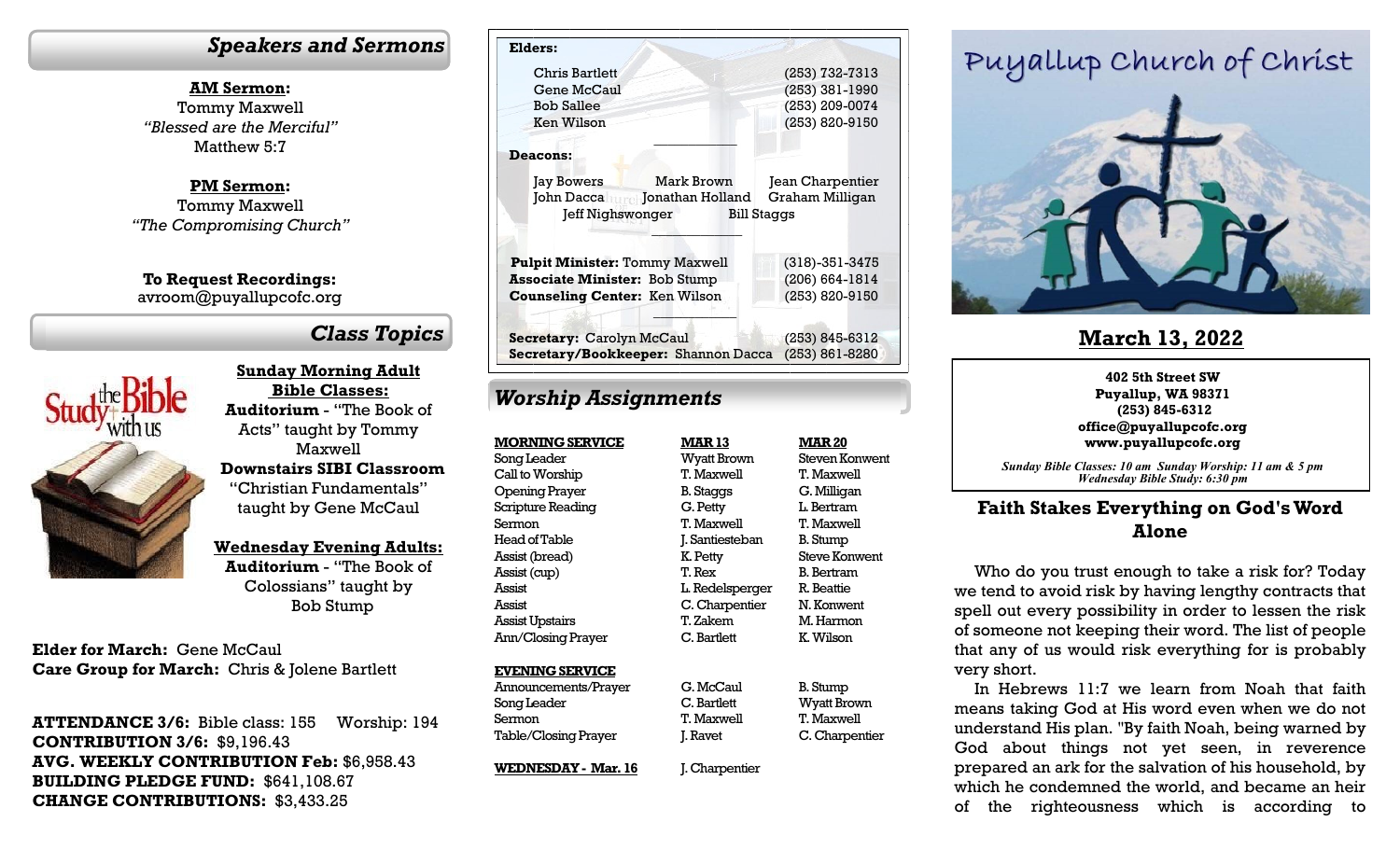## Speakers and Sermons

**AM Sermon:**
Tommy Maxwell
*"Blessed are the Merciful"*
Matthew 5:7

**PM Sermon:**
Tommy Maxwell
*"The Compromising Church"*

**To Request Recordings:**
avroom@puyallupcofc.org

## Class Topics

**Sunday Morning Adult Bible Classes:**
**Auditorium** - "The Book of Acts" taught by Tommy Maxwell
**Downstairs SIBI Classroom** "Christian Fundamentals" taught by Gene McCaul

**Wednesday Evening Adults:**
**Auditorium** - "The Book of Colossians" taught by Bob Stump

**Elder for March:** Gene McCaul
**Care Group for March:** Chris & Jolene Bartlett

**ATTENDANCE 3/6:** Bible class: 155 Worship: 194
**CONTRIBUTION 3/6:** $9,196.43
**AVG. WEEKLY CONTRIBUTION Feb:** $6,958.43
**BUILDING PLEDGE FUND:** $641,108.67
**CHANGE CONTRIBUTIONS:** $3,433.25

**Elders:**

| | |
|---|---|
| Chris Bartlett | (253) 732-7313 |
| Gene McCaul | (253) 381-1990 |
| Bob Sallee | (253) 209-0074 |
| Ken Wilson | (253) 820-9150 |

**Deacons:**

Jay Bowers, Mark Brown, Jean Charpentier, John Dacca, Jonathan Holland, Graham Milligan, Jeff Nighswonger, Bill Staggs

**Pulpit Minister:** Tommy Maxwell (318)-351-3475
**Associate Minister:** Bob Stump (206) 664-1814
**Counseling Center:** Ken Wilson (253) 820-9150

**Secretary:** Carolyn McCaul (253) 845-6312
**Secretary/Bookkeeper:** Shannon Dacca (253) 861-8280

## Worship Assignments

| MORNING SERVICE | MAR 13 | MAR 20 |
|---|---|---|
| Song Leader | Wyatt Brown | Steven Konwent |
| Call to Worship | T. Maxwell | T. Maxwell |
| Opening Prayer | B. Staggs | G. Milligan |
| Scripture Reading | G. Petty | L. Bertram |
| Sermon | T. Maxwell | T. Maxwell |
| Head of Table | J. Santiesteban | B. Stump |
| Assist (bread) | K. Petty | Steve Konwent |
| Assist (cup) | T. Rex | B. Bertram |
| Assist | L. Redelsperger | R. Beattie |
| Assist | C. Charpentier | N. Konwent |
| Assist Upstairs | T. Zakem | M. Harmon |
| Ann/Closing Prayer | C. Bartlett | K. Wilson |
| **EVENING SERVICE** | | |
| Announcements/Prayer | G. McCaul | B. Stump |
| Song Leader | C. Bartlett | Wyatt Brown |
| Sermon | T. Maxwell | T. Maxwell |
| Table/Closing Prayer | J. Ravet | C. Charpentier |
| **WEDNESDAY - Mar. 16** | J. Charpentier | |

# Puyallup Church of Christ

## March 13, 2022

**402 5th Street SW**
**Puyallup, WA 98371**
**(253) 845-6312**
**office@puyallupcofc.org**
**www.puyallupcofc.org**

*Sunday Bible Classes: 10 am Sunday Worship: 11 am & 5 pm*
*Wednesday Bible Study: 6:30 pm*

## Faith Stakes Everything on God's Word Alone

Who do you trust enough to take a risk for? Today we tend to avoid risk by having lengthy contracts that spell out every possibility in order to lessen the risk of someone not keeping their word. The list of people that any of us would risk everything for is probably very short.

In Hebrews 11:7 we learn from Noah that faith means taking God at His word even when we do not understand His plan. "By faith Noah, being warned by God about things not yet seen, in reverence prepared an ark for the salvation of his household, by which he condemned the world, and became an heir of the righteousness which is according to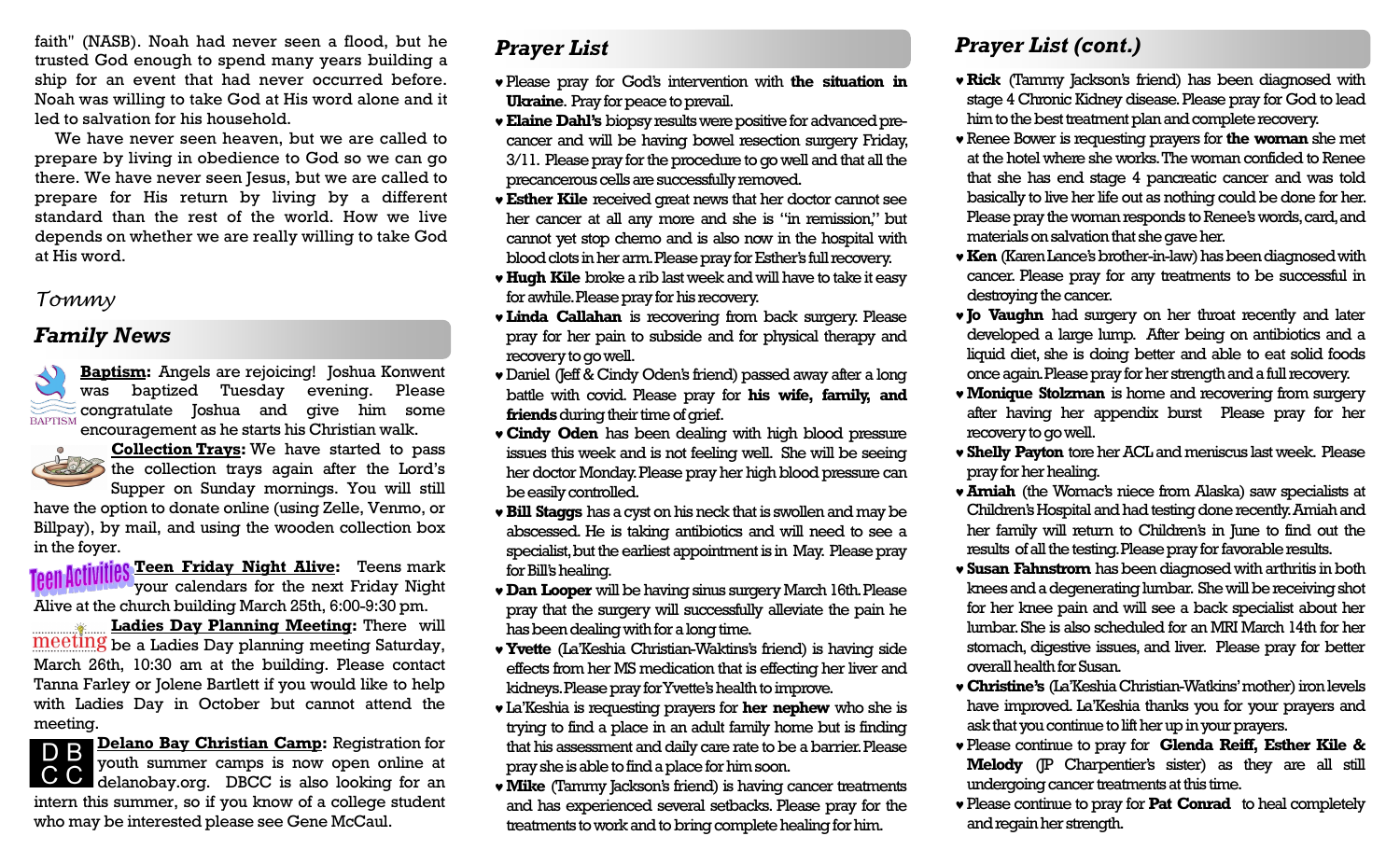faith" (NASB). Noah had never seen a flood, but he trusted God enough to spend many years building a ship for an event that had never occurred before. Noah was willing to take God at His word alone and it led to salvation for his household.

We have never seen heaven, but we are called to prepare by living in obedience to God so we can go there. We have never seen Jesus, but we are called to prepare for His return by living by a different standard than the rest of the world. How we live depends on whether we are really willing to take God at His word.

*Tommy*

## Family News

**Baptism:** Angels are rejoicing! Joshua Konwent was baptized Tuesday evening. Please congratulate Joshua and give him some encouragement as he starts his Christian walk.

**Collection Trays:** We have started to pass the collection trays again after the Lord's Supper on Sunday mornings. You will still have the option to donate online (using Zelle, Venmo, or Billpay), by mail, and using the wooden collection box in the foyer.

**Teen Friday Night Alive:** Teens mark your calendars for the next Friday Night Alive at the church building March 25th, 6:00-9:30 pm.

**Ladies Day Planning Meeting:** There will be a Ladies Day planning meeting Saturday, March 26th, 10:30 am at the building. Please contact Tanna Farley or Jolene Bartlett if you would like to help with Ladies Day in October but cannot attend the meeting.

**Delano Bay Christian Camp:** Registration for youth summer camps is now open online at delanobay.org. DBCC is also looking for an intern this summer, so if you know of a college student who may be interested please see Gene McCaul.

## Prayer List

- Please pray for God's intervention with **the situation in Ukraine**. Pray for peace to prevail.
- **Elaine Dahl's** biopsy results were positive for advanced pre-cancer and will be having bowel resection surgery Friday, 3/11. Please pray for the procedure to go well and that all the precancerous cells are successfully removed.
- **Esther Kile** received great news that her doctor cannot see her cancer at all any more and she is "in remission," but cannot yet stop chemo and is also now in the hospital with blood clots in her arm. Please pray for Esther's full recovery.
- **Hugh Kile** broke a rib last week and will have to take it easy for awhile. Please pray for his recovery.
- **Linda Callahan** is recovering from back surgery. Please pray for her pain to subside and for physical therapy and recovery to go well.
- Daniel (Jeff & Cindy Oden's friend) passed away after a long battle with covid. Please pray for **his wife, family, and friends** during their time of grief.
- **Cindy Oden** has been dealing with high blood pressure issues this week and is not feeling well. She will be seeing her doctor Monday. Please pray her high blood pressure can be easily controlled.
- **Bill Staggs** has a cyst on his neck that is swollen and may be abscessed. He is taking antibiotics and will need to see a specialist, but the earliest appointment is in May. Please pray for Bill's healing.
- **Dan Looper** will be having sinus surgery March 16th. Please pray that the surgery will successfully alleviate the pain he has been dealing with for a long time.
- **Yvette** (La'Keshia Christian-Waktins's friend) is having side effects from her MS medication that is effecting her liver and kidneys. Please pray for Yvette's health to improve.
- La'Keshia is requesting prayers for **her nephew** who she is trying to find a place in an adult family home but is finding that his assessment and daily care rate to be a barrier. Please pray she is able to find a place for him soon.
- **Mike** (Tammy Jackson's friend) is having cancer treatments and has experienced several setbacks. Please pray for the treatments to work and to bring complete healing for him.

## Prayer List (cont.)

- **Rick** (Tammy Jackson's friend) has been diagnosed with stage 4 Chronic Kidney disease. Please pray for God to lead him to the best treatment plan and complete recovery.
- Renee Bower is requesting prayers for **the woman** she met at the hotel where she works. The woman confided to Renee that she has end stage 4 pancreatic cancer and was told basically to live her life out as nothing could be done for her. Please pray the woman responds to Renee's words, card, and materials on salvation that she gave her.
- **Ken** (Karen Lance's brother-in-law) has been diagnosed with cancer. Please pray for any treatments to be successful in destroying the cancer.
- **Jo Vaughn** had surgery on her throat recently and later developed a large lump. After being on antibiotics and a liquid diet, she is doing better and able to eat solid foods once again. Please pray for her strength and a full recovery.
- **Monique Stolzman** is home and recovering from surgery after having her appendix burst Please pray for her recovery to go well.
- **Shelly Payton** tore her ACL and meniscus last week. Please pray for her healing.
- **Amiah** (the Womac's niece from Alaska) saw specialists at Children's Hospital and had testing done recently. Amiah and her family will return to Children's in June to find out the results of all the testing. Please pray for favorable results.
- **Susan Fahnstrom** has been diagnosed with arthritis in both knees and a degenerating lumbar. She will be receiving shot for her knee pain and will see a back specialist about her lumbar. She is also scheduled for an MRI March 14th for her stomach, digestive issues, and liver. Please pray for better overall health for Susan.
- **Christine's** (La'Keshia Christian-Watkins' mother) iron levels have improved. La'Keshia thanks you for your prayers and ask that you continue to lift her up in your prayers.
- Please continue to pray for **Glenda Reiff, Esther Kile & Melody** (JP Charpentier's sister) as they are all still undergoing cancer treatments at this time.
- Please continue to pray for **Pat Conrad** to heal completely and regain her strength.